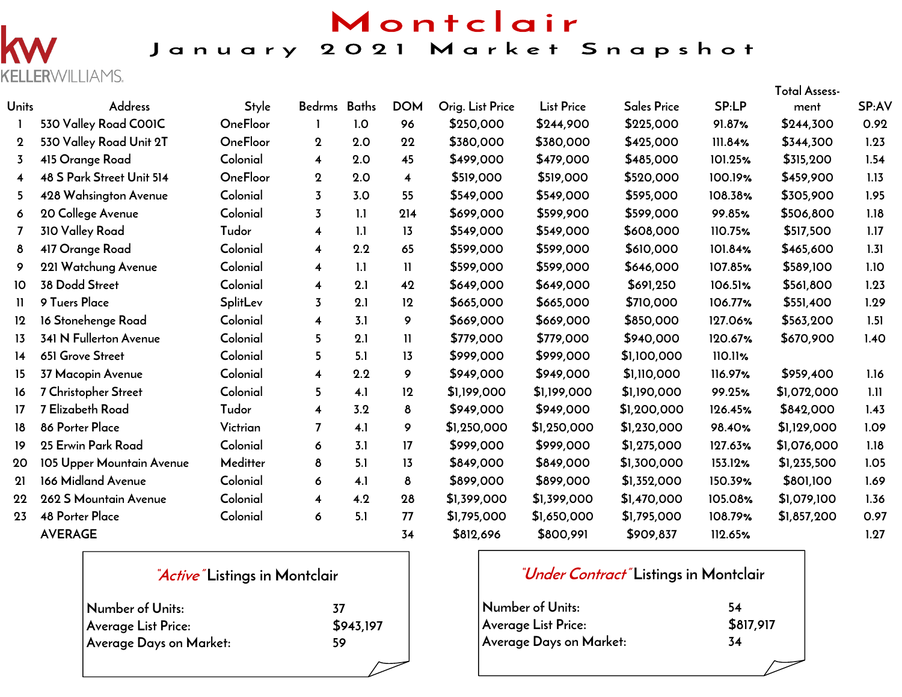KELLERWILLIAMS.

# Montclair

## January 2021 Market Snapshot

| Units | Address | Style | Bedrms | Baths | DOM | Orig. List Price | List Price | Sales Price | SP:LP | Total Assess-ment | SP:AV |
|---|---|---|---|---|---|---|---|---|---|---|---|
| 1 | 530 Valley Road C001C | OneFloor | 1 | 1.0 | 96 | $250,000 | $244,900 | $225,000 | 91.87% | $244,300 | 0.92 |
| 2 | 530 Valley Road Unit 2T | OneFloor | 2 | 2.0 | 22 | $380,000 | $380,000 | $425,000 | 111.84% | $344,300 | 1.23 |
| 3 | 415 Orange Road | Colonial | 4 | 2.0 | 45 | $499,000 | $479,000 | $485,000 | 101.25% | $315,200 | 1.54 |
| 4 | 48 S Park Street Unit 514 | OneFloor | 2 | 2.0 | 4 | $519,000 | $519,000 | $520,000 | 100.19% | $459,900 | 1.13 |
| 5 | 428 Wahsington Avenue | Colonial | 3 | 3.0 | 55 | $549,000 | $549,000 | $595,000 | 108.38% | $305,900 | 1.95 |
| 6 | 20 College Avenue | Colonial | 3 | 1.1 | 214 | $699,000 | $599,900 | $599,000 | 99.85% | $506,800 | 1.18 |
| 7 | 310 Valley Road | Tudor | 4 | 1.1 | 13 | $549,000 | $549,000 | $608,000 | 110.75% | $517,500 | 1.17 |
| 8 | 417 Orange Road | Colonial | 4 | 2.2 | 65 | $599,000 | $599,000 | $610,000 | 101.84% | $465,600 | 1.31 |
| 9 | 221 Watchung Avenue | Colonial | 4 | 1.1 | 11 | $599,000 | $599,000 | $646,000 | 107.85% | $589,100 | 1.10 |
| 10 | 38 Dodd Street | Colonial | 4 | 2.1 | 42 | $649,000 | $649,000 | $691,250 | 106.51% | $561,800 | 1.23 |
| 11 | 9 Tuers Place | SplitLev | 3 | 2.1 | 12 | $665,000 | $665,000 | $710,000 | 106.77% | $551,400 | 1.29 |
| 12 | 16 Stonehenge Road | Colonial | 4 | 3.1 | 9 | $669,000 | $669,000 | $850,000 | 127.06% | $563,200 | 1.51 |
| 13 | 341 N Fullerton Avenue | Colonial | 5 | 2.1 | 11 | $779,000 | $779,000 | $940,000 | 120.67% | $670,900 | 1.40 |
| 14 | 651 Grove Street | Colonial | 5 | 5.1 | 13 | $999,000 | $999,000 | $1,100,000 | 110.11% | | |
| 15 | 37 Macopin Avenue | Colonial | 4 | 2.2 | 9 | $949,000 | $949,000 | $1,110,000 | 116.97% | $959,400 | 1.16 |
| 16 | 7 Christopher Street | Colonial | 5 | 4.1 | 12 | $1,199,000 | $1,199,000 | $1,190,000 | 99.25% | $1,072,000 | 1.11 |
| 17 | 7 Elizabeth Road | Tudor | 4 | 3.2 | 8 | $949,000 | $949,000 | $1,200,000 | 126.45% | $842,000 | 1.43 |
| 18 | 86 Porter Place | Victrian | 7 | 4.1 | 9 | $1,250,000 | $1,250,000 | $1,230,000 | 98.40% | $1,129,000 | 1.09 |
| 19 | 25 Erwin Park Road | Colonial | 6 | 3.1 | 17 | $999,000 | $999,000 | $1,275,000 | 127.63% | $1,076,000 | 1.18 |
| 20 | 105 Upper Mountain Avenue | Meditter | 8 | 5.1 | 13 | $849,000 | $849,000 | $1,300,000 | 153.12% | $1,235,500 | 1.05 |
| 21 | 166 Midland Avenue | Colonial | 6 | 4.1 | 8 | $899,000 | $899,000 | $1,352,000 | 150.39% | $801,100 | 1.69 |
| 22 | 262 S Mountain Avenue | Colonial | 4 | 4.2 | 28 | $1,399,000 | $1,399,000 | $1,470,000 | 105.08% | $1,079,100 | 1.36 |
| 23 | 48 Porter Place | Colonial | 6 | 5.1 | 77 | $1,795,000 | $1,650,000 | $1,795,000 | 108.79% | $1,857,200 | 0.97 |
| | AVERAGE | | | | 34 | $812,696 | $800,991 | $909,837 | 112.65% | | 1.27 |

### "Active" Listings in Montclair

| | |
|---|---|
| Number of Units: | 37 |
| Average List Price: | $943,197 |
| Average Days on Market: | 59 |

### "Under Contract" Listings in Montclair

| | |
|---|---|
| Number of Units: | 54 |
| Average List Price: | $817,917 |
| Average Days on Market: | 34 |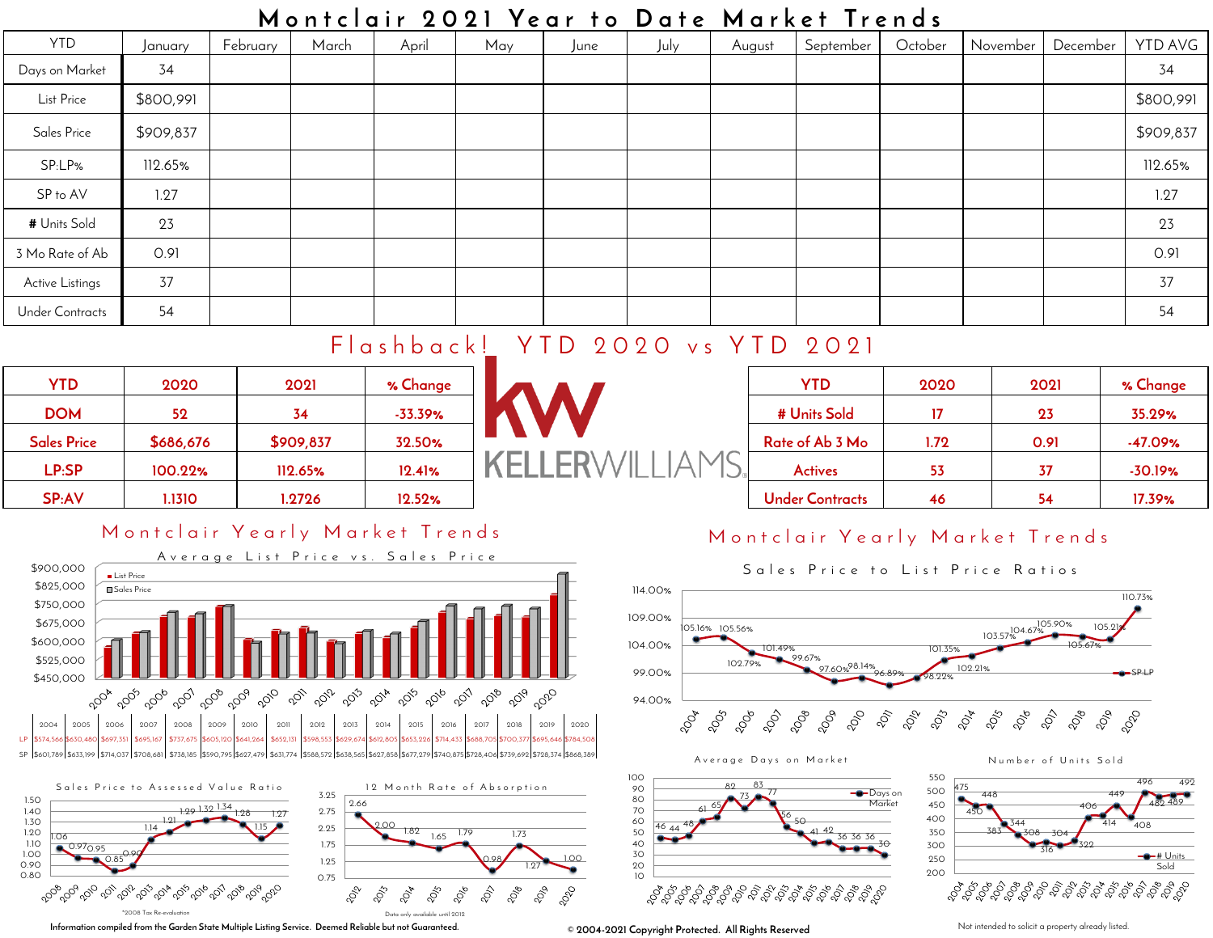# Montclair 2021 Year to Date Market Trends

| YTD | January | February | March | April | May | June | July | August | September | October | November | December | YTD AVG |
|---|---|---|---|---|---|---|---|---|---|---|---|---|---|
| Days on Market | 34 | | | | | | | | | | | | 34 |
| List Price | $800,991 | | | | | | | | | | | | $800,991 |
| Sales Price | $909,837 | | | | | | | | | | | | $909,837 |
| SP:LP% | 112.65% | | | | | | | | | | | | 112.65% |
| SP to AV | 1.27 | | | | | | | | | | | | 1.27 |
| # Units Sold | 23 | | | | | | | | | | | | 23 |
| 3 Mo Rate of Ab | 0.91 | | | | | | | | | | | | 0.91 |
| Active Listings | 37 | | | | | | | | | | | | 37 |
| Under Contracts | 54 | | | | | | | | | | | | 54 |

## Flashback! YTD 2020 vs YTD 2021

| YTD | 2020 | 2021 | % Change |
|---|---|---|---|
| DOM | 52 | 34 | -33.39% |
| Sales Price | $686,676 | $909,837 | 32.50% |
| LP:SP | 100.22% | 112.65% | 12.41% |
| SP:AV | 1.1310 | 1.2726 | 12.52% |

KELLERWILLIAMS

| YTD | 2020 | 2021 | % Change |
|---|---|---|---|
| # Units Sold | 17 | 23 | 35.29% |
| Rate of Ab 3 Mo | 1.72 | 0.91 | -47.09% |
| Actives | 53 | 37 | -30.19% |
| Under Contracts | 46 | 54 | 17.39% |

## Montclair Yearly Market Trends

Average List Price vs. Sales Price

List Price
Sales Price

| | 2004 | 2005 | 2006 | 2007 | 2008 | 2009 | 2010 | 2011 | 2012 | 2013 | 2014 | 2015 | 2016 | 2017 | 2018 | 2019 | 2020 |
|---|---|---|---|---|---|---|---|---|---|---|---|---|---|---|---|---|---|
| LP | $574,566 | $630,480 | $697,351 | $695,167 | $737,675 | $605,120 | $641,264 | $652,131 | $598,553 | $629,674 | $612,805 | $653,226 | $714,433 | $688,705 | $700,377 | $695,646 | $784,508 |
| SP | $601,789 | $633,199 | $714,037 | $708,681 | $738,185 | $590,795 | $627,479 | $631,774 | $588,572 | $638,565 | $627,858 | $677,279 | $740,875 | $728,406 | $739,692 | $728,374 | $868,389 |

## Montclair Yearly Market Trends

Sales Price to List Price Ratios

SP:LP

105.16% 105.56% 102.79% 101.49% 99.67% 97.60% 98.14% 96.89% 98.22% 101.35% 102.21% 103.57% 104.67% 105.90% 105.67% 105.21% 110.73%

Sales Price to Assessed Value Ratio

1.06 0.97 0.95 0.85 0.90 1.14 1.21 1.29 1.32 1.34 1.28 1.15 1.27

*2008 Tax Re-evaluation

12 Month Rate of Absorption

2.66 2.00 1.82 1.65 1.79 0.98 1.73 1.27 1.00

Data only available until 2012

Average Days on Market

Days on Market

46 44 48 61 65 82 73 83 77 56 50 41 42 36 36 36 30

Number of Units Sold

# Units Sold

475 450 448 383 344 308 316 304 322 406 414 449 408 496 482 489 492

Information compiled from the Garden State Multiple Listing Service. Deemed Reliable but not Guaranteed.

© 2004-2021 Copyright Protected. All Rights Reserved

Not intended to solicit a property already listed.